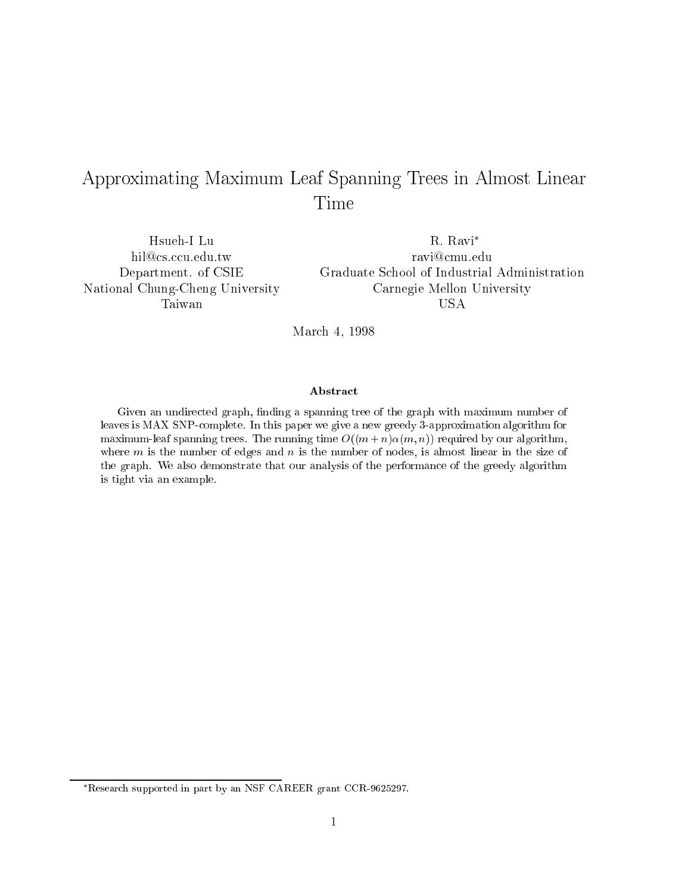# Approximating Maximum Leaf Spanning Trees in Almost Linear Time

Hsueh-I Lu
hil@cs.ccu.edu.tw
Department. of CSIE
National Chung-Cheng University
Taiwan

R. Ravi*
ravi@cmu.edu
Graduate School of Industrial Administration
Carnegie Mellon University
USA

March 4, 1998

### Abstract

Given an undirected graph, finding a spanning tree of the graph with maximum number of leaves is MAX SNP-complete. In this paper we give a new greedy 3-approximation algorithm for maximum-leaf spanning trees. The running time $O((m+n)\alpha(m,n))$ required by our algorithm, where $m$ is the number of edges and $n$ is the number of nodes, is almost linear in the size of the graph. We also demonstrate that our analysis of the performance of the greedy algorithm is tight via an example.

*Research supported in part by an NSF CAREER grant CCR-9625297.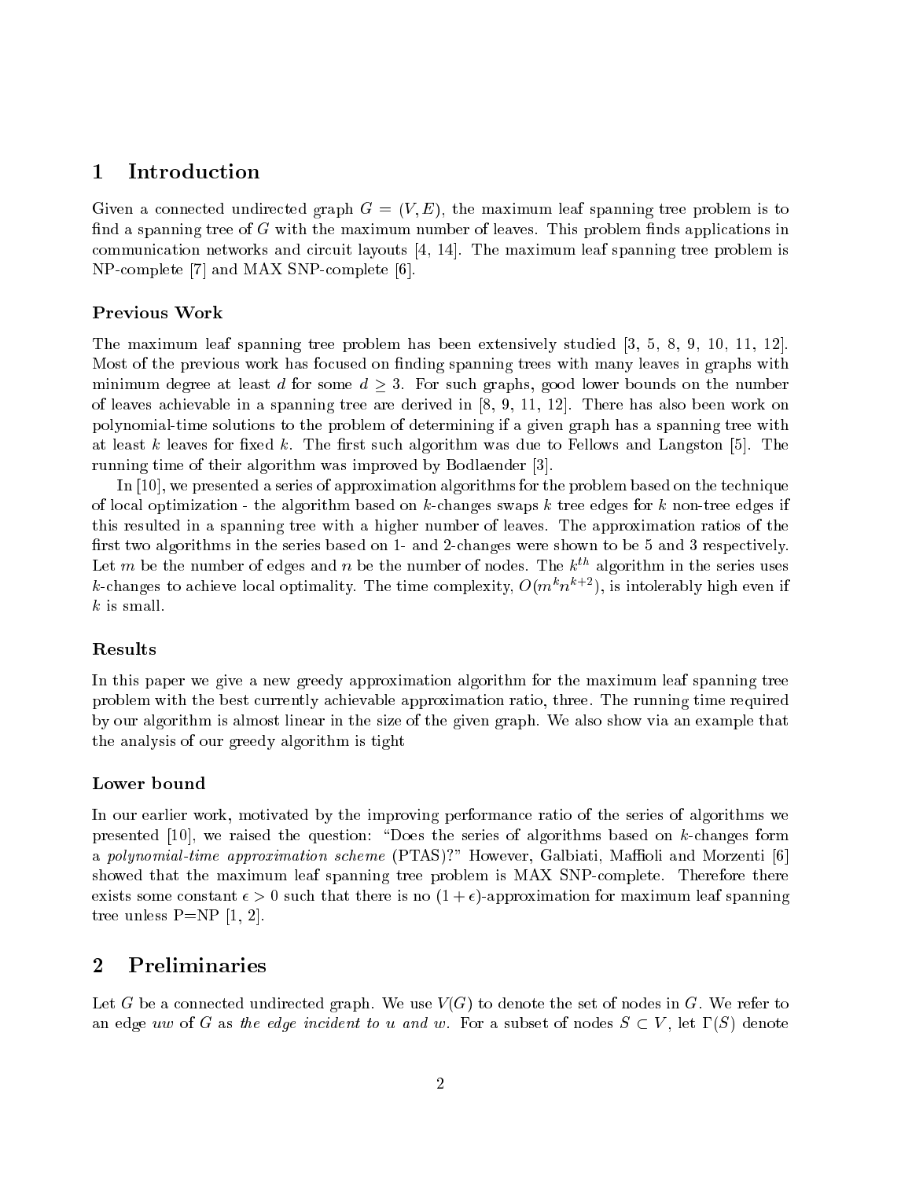## 1 Introduction

Given a connected undirected graph $G = (V, E)$, the maximum leaf spanning tree problem is to find a spanning tree of $G$ with the maximum number of leaves. This problem finds applications in communication networks and circuit layouts [4, 14]. The maximum leaf spanning tree problem is NP-complete [7] and MAX SNP-complete [6].

### Previous Work

The maximum leaf spanning tree problem has been extensively studied [3, 5, 8, 9, 10, 11, 12]. Most of the previous work has focused on finding spanning trees with many leaves in graphs with minimum degree at least $d$ for some $d \geq 3$. For such graphs, good lower bounds on the number of leaves achievable in a spanning tree are derived in [8, 9, 11, 12]. There has also been work on polynomial-time solutions to the problem of determining if a given graph has a spanning tree with at least $k$ leaves for fixed $k$. The first such algorithm was due to Fellows and Langston [5]. The running time of their algorithm was improved by Bodlaender [3].

In [10], we presented a series of approximation algorithms for the problem based on the technique of local optimization - the algorithm based on $k$-changes swaps $k$ tree edges for $k$ non-tree edges if this resulted in a spanning tree with a higher number of leaves. The approximation ratios of the first two algorithms in the series based on 1- and 2-changes were shown to be 5 and 3 respectively. Let $m$ be the number of edges and $n$ be the number of nodes. The $k^{th}$ algorithm in the series uses $k$-changes to achieve local optimality. The time complexity, $O(m^k n^{k+2})$, is intolerably high even if $k$ is small.

### Results

In this paper we give a new greedy approximation algorithm for the maximum leaf spanning tree problem with the best currently achievable approximation ratio, three. The running time required by our algorithm is almost linear in the size of the given graph. We also show via an example that the analysis of our greedy algorithm is tight

### Lower bound

In our earlier work, motivated by the improving performance ratio of the series of algorithms we presented [10], we raised the question: "Does the series of algorithms based on $k$-changes form a *polynomial-time approximation scheme* (PTAS)?" However, Galbiati, Maffioli and Morzenti [6] showed that the maximum leaf spanning tree problem is MAX SNP-complete. Therefore there exists some constant $\epsilon > 0$ such that there is no $(1 + \epsilon)$-approximation for maximum leaf spanning tree unless P=NP [1, 2].

## 2 Preliminaries

Let $G$ be a connected undirected graph. We use $V(G)$ to denote the set of nodes in $G$. We refer to an edge $uw$ of $G$ as *the edge incident to $u$ and $w$*. For a subset of nodes $S \subset V$, let $\Gamma(S)$ denote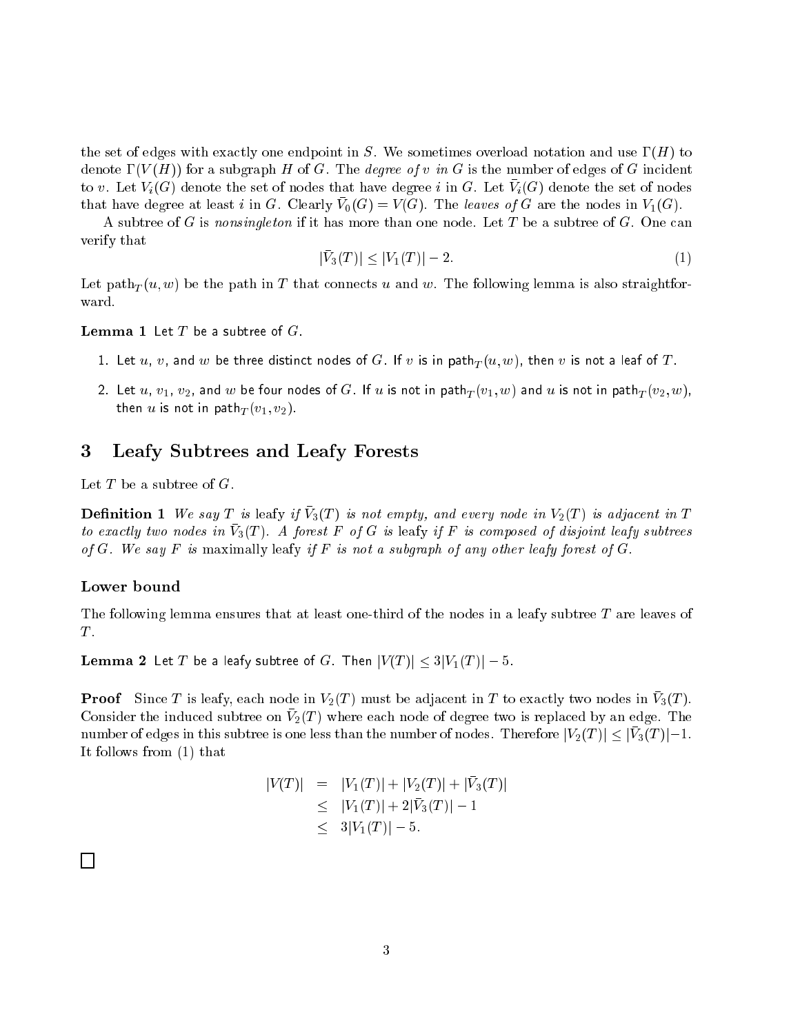the set of edges with exactly one endpoint in $S$. We sometimes overload notation and use $\Gamma(H)$ to denote $\Gamma(V(H))$ for a subgraph $H$ of $G$. The *degree of $v$ in $G$* is the number of edges of $G$ incident to $v$. Let $V_i(G)$ denote the set of nodes that have degree $i$ in $G$. Let $\bar{V}_i(G)$ denote the set of nodes that have degree at least $i$ in $G$. Clearly $\bar{V}_0(G) = V(G)$. The *leaves of $G$* are the nodes in $V_1(G)$.

A subtree of $G$ is *nonsingleton* if it has more than one node. Let $T$ be a subtree of $G$. One can verify that

$$|\bar{V}_3(T)| \leq |V_1(T)| - 2. \tag{1}$$

Let $\text{path}_T(u, w)$ be the path in $T$ that connects $u$ and $w$. The following lemma is also straightforward.

**Lemma 1** Let $T$ be a subtree of $G$.

1. Let $u$, $v$, and $w$ be three distinct nodes of $G$. If $v$ is in $\text{path}_T(u, w)$, then $v$ is not a leaf of $T$.
2. Let $u$, $v_1$, $v_2$, and $w$ be four nodes of $G$. If $u$ is not in $\text{path}_T(v_1, w)$ and $u$ is not in $\text{path}_T(v_2, w)$, then $u$ is not in $\text{path}_T(v_1, v_2)$.

# 3 Leafy Subtrees and Leafy Forests

Let $T$ be a subtree of $G$.

**Definition 1** *We say $T$ is* leafy *if $\bar{V}_3(T)$ is not empty, and every node in $V_2(T)$ is adjacent in $T$ to exactly two nodes in $\bar{V}_3(T)$. A forest $F$ of $G$ is* leafy *if $F$ is composed of disjoint leafy subtrees of $G$. We say $F$ is* maximally leafy *if $F$ is not a subgraph of any other leafy forest of $G$.*

### Lower bound

The following lemma ensures that at least one-third of the nodes in a leafy subtree $T$ are leaves of $T$.

**Lemma 2** Let $T$ be a leafy subtree of $G$. Then $|V(T)| \leq 3|V_1(T)| - 5$.

**Proof** Since $T$ is leafy, each node in $V_2(T)$ must be adjacent in $T$ to exactly two nodes in $\bar{V}_3(T)$. Consider the induced subtree on $\bar{V}_2(T)$ where each node of degree two is replaced by an edge. The number of edges in this subtree is one less than the number of nodes. Therefore $|V_2(T)| \leq |\bar{V}_3(T)| - 1$. It follows from (1) that

$$\begin{aligned}
|V(T)| &= |V_1(T)| + |V_2(T)| + |\bar{V}_3(T)| \\
&\leq |V_1(T)| + 2|\bar{V}_3(T)| - 1 \\
&\leq 3|V_1(T)| - 5.
\end{aligned}$$

□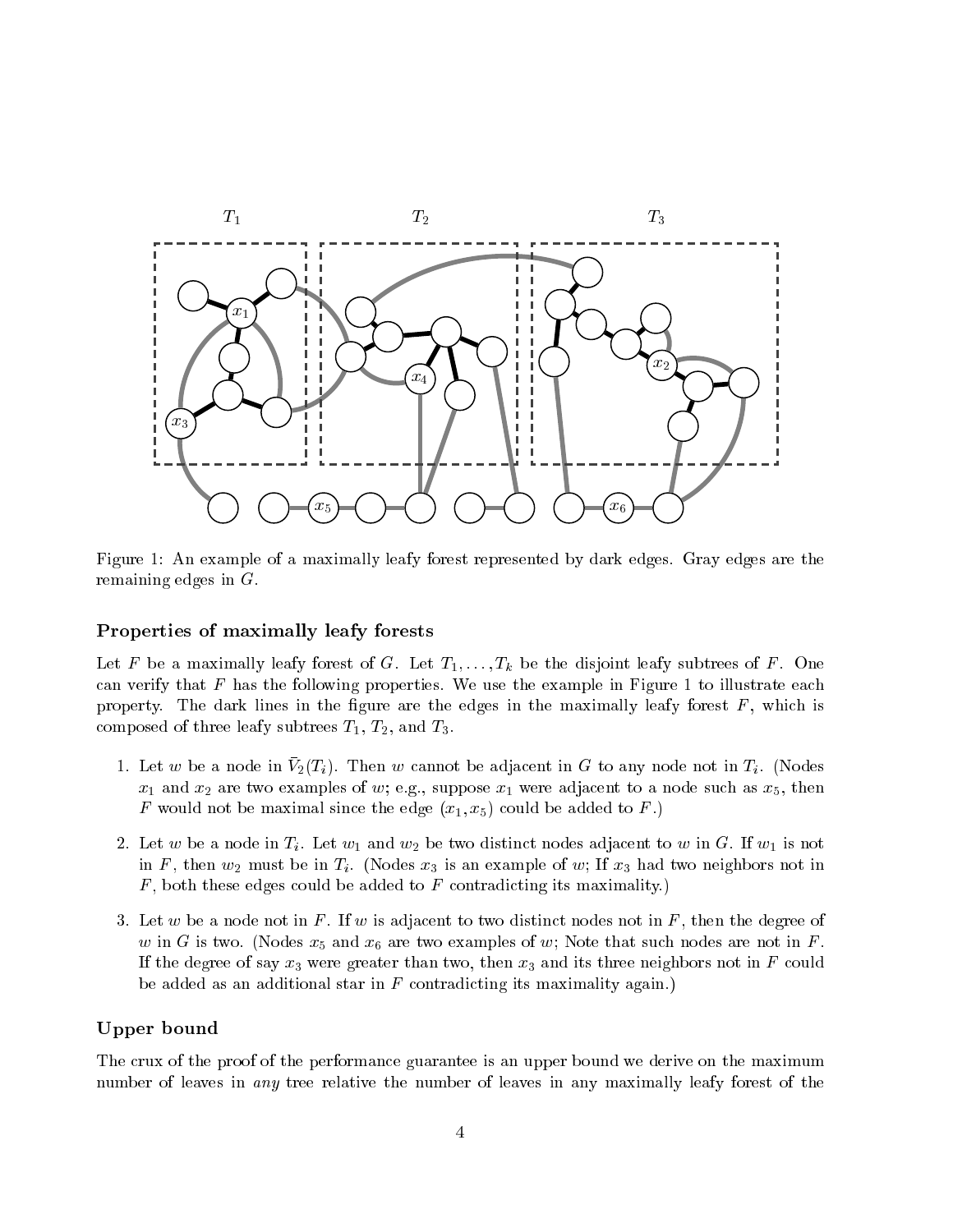Figure 1: An example of a maximally leafy forest represented by dark edges. Gray edges are the remaining edges in $G$.

### Properties of maximally leafy forests

Let $F$ be a maximally leafy forest of $G$. Let $T_1, \ldots, T_k$ be the disjoint leafy subtrees of $F$. One can verify that $F$ has the following properties. We use the example in Figure 1 to illustrate each property. The dark lines in the figure are the edges in the maximally leafy forest $F$, which is composed of three leafy subtrees $T_1$, $T_2$, and $T_3$.

1. Let $w$ be a node in $\bar{V}_2(T_i)$. Then $w$ cannot be adjacent in $G$ to any node not in $T_i$. (Nodes $x_1$ and $x_2$ are two examples of $w$; e.g., suppose $x_1$ were adjacent to a node such as $x_5$, then $F$ would not be maximal since the edge $(x_1, x_5)$ could be added to $F$.)
2. Let $w$ be a node in $T_i$. Let $w_1$ and $w_2$ be two distinct nodes adjacent to $w$ in $G$. If $w_1$ is not in $F$, then $w_2$ must be in $T_i$. (Nodes $x_3$ is an example of $w$; If $x_3$ had two neighbors not in $F$, both these edges could be added to $F$ contradicting its maximality.)
3. Let $w$ be a node not in $F$. If $w$ is adjacent to two distinct nodes not in $F$, then the degree of $w$ in $G$ is two. (Nodes $x_5$ and $x_6$ are two examples of $w$; Note that such nodes are not in $F$. If the degree of say $x_3$ were greater than two, then $x_3$ and its three neighbors not in $F$ could be added as an additional star in $F$ contradicting its maximality again.)

### Upper bound

The crux of the proof of the performance guarantee is an upper bound we derive on the maximum number of leaves in *any* tree relative the number of leaves in any maximally leafy forest of the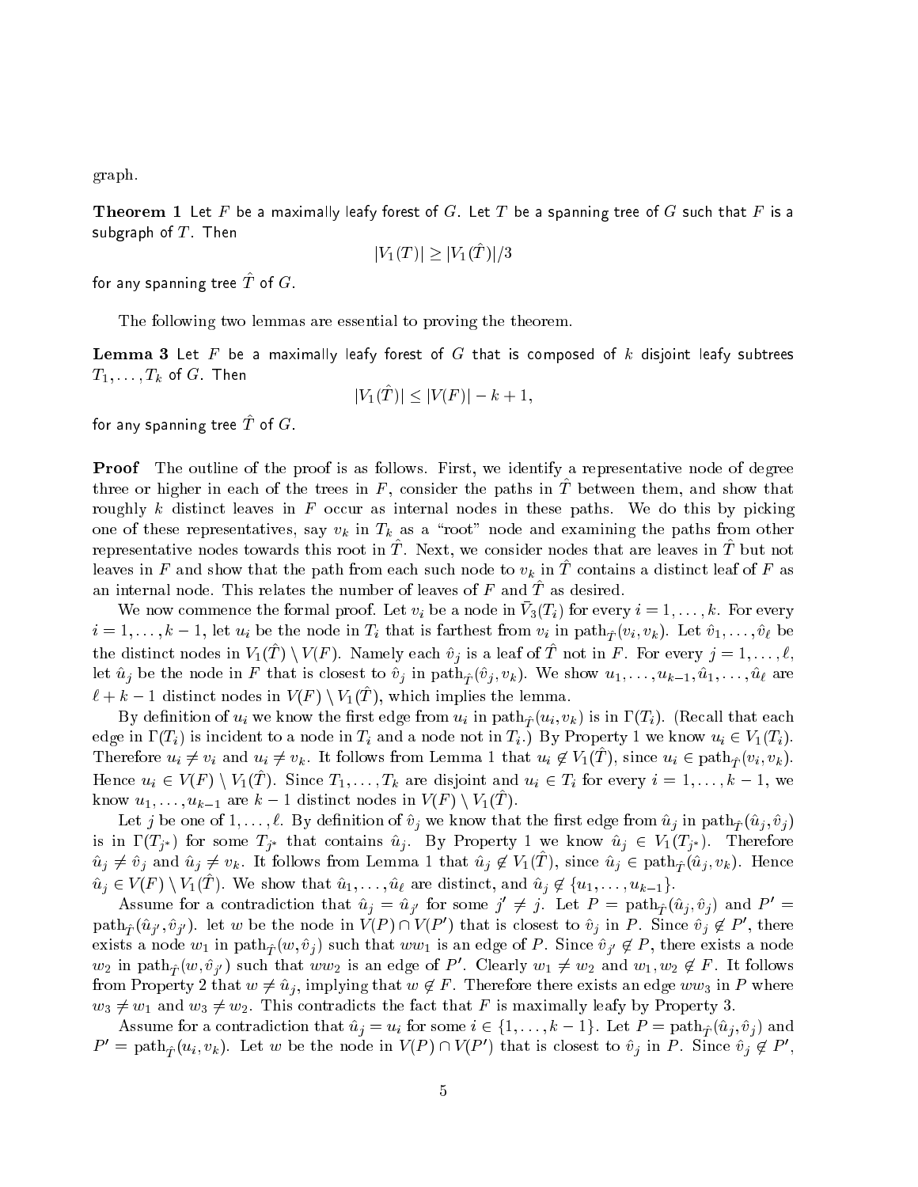graph.

**Theorem 1** Let $F$ be a maximally leafy forest of $G$. Let $T$ be a spanning tree of $G$ such that $F$ is a subgraph of $T$. Then

$$|V_1(T)| \geq |V_1(\hat{T})|/3$$

for any spanning tree $\hat{T}$ of $G$.

The following two lemmas are essential to proving the theorem.

**Lemma 3** Let $F$ be a maximally leafy forest of $G$ that is composed of $k$ disjoint leafy subtrees $T_1, \ldots, T_k$ of $G$. Then

$$|V_1(\hat{T})| \leq |V(F)| - k + 1,$$

for any spanning tree $\hat{T}$ of $G$.

**Proof** The outline of the proof is as follows. First, we identify a representative node of degree three or higher in each of the trees in $F$, consider the paths in $\hat{T}$ between them, and show that roughly $k$ distinct leaves in $F$ occur as internal nodes in these paths. We do this by picking one of these representatives, say $v_k$ in $T_k$ as a "root" node and examining the paths from other representative nodes towards this root in $\hat{T}$. Next, we consider nodes that are leaves in $\hat{T}$ but not leaves in $F$ and show that the path from each such node to $v_k$ in $\hat{T}$ contains a distinct leaf of $F$ as an internal node. This relates the number of leaves of $F$ and $\hat{T}$ as desired.

We now commence the formal proof. Let $v_i$ be a node in $\bar{V}_3(T_i)$ for every $i = 1, \ldots, k$. For every $i = 1, \ldots, k-1$, let $u_i$ be the node in $T_i$ that is farthest from $v_i$ in $\text{path}_{\hat{T}}(v_i, v_k)$. Let $\hat{v}_1, \ldots, \hat{v}_\ell$ be the distinct nodes in $V_1(\hat{T}) \setminus V(F)$. Namely each $\hat{v}_j$ is a leaf of $\hat{T}$ not in $F$. For every $j = 1, \ldots, \ell$, let $\hat{u}_j$ be the node in $F$ that is closest to $\hat{v}_j$ in $\text{path}_{\hat{T}}(\hat{v}_j, v_k)$. We show $u_1, \ldots, u_{k-1}, \hat{u}_1, \ldots, \hat{u}_\ell$ are $\ell + k - 1$ distinct nodes in $V(F) \setminus V_1(\hat{T})$, which implies the lemma.

By definition of $u_i$ we know the first edge from $u_i$ in $\text{path}_{\hat{T}}(u_i, v_k)$ is in $\Gamma(T_i)$. (Recall that each edge in $\Gamma(T_i)$ is incident to a node in $T_i$ and a node not in $T_i$.) By Property 1 we know $u_i \in V_1(T_i)$. Therefore $u_i \neq v_i$ and $u_i \neq v_k$. It follows from Lemma 1 that $u_i \notin V_1(\hat{T})$, since $u_i \in \text{path}_{\hat{T}}(v_i, v_k)$. Hence $u_i \in V(F) \setminus V_1(\hat{T})$. Since $T_1, \ldots, T_k$ are disjoint and $u_i \in T_i$ for every $i = 1, \ldots, k-1$, we know $u_1, \ldots, u_{k-1}$ are $k-1$ distinct nodes in $V(F) \setminus V_1(\hat{T})$.

Let $j$ be one of $1, \ldots, \ell$. By definition of $\hat{v}_j$ we know that the first edge from $\hat{u}_j$ in $\text{path}_{\hat{T}}(\hat{u}_j, \hat{v}_j)$ is in $\Gamma(T_{j^*})$ for some $T_{j^*}$ that contains $\hat{u}_j$. By Property 1 we know $\hat{u}_j \in V_1(T_{j^*})$. Therefore $\hat{u}_j \neq \hat{v}_j$ and $\hat{u}_j \neq v_k$. It follows from Lemma 1 that $\hat{u}_j \notin V_1(\hat{T})$, since $\hat{u}_j \in \text{path}_{\hat{T}}(\hat{u}_j, v_k)$. Hence $\hat{u}_j \in V(F) \setminus V_1(\hat{T})$. We show that $\hat{u}_1, \ldots, \hat{u}_\ell$ are distinct, and $\hat{u}_j \notin \{u_1, \ldots, u_{k-1}\}$.

Assume for a contradiction that $\hat{u}_j = \hat{u}_{j'}$ for some $j' \neq j$. Let $P = \text{path}_{\hat{T}}(\hat{u}_j, \hat{v}_j)$ and $P' = \text{path}_{\hat{T}}(\hat{u}_{j'}, \hat{v}_{j'})$. let $w$ be the node in $V(P) \cap V(P')$ that is closest to $\hat{v}_j$ in $P$. Since $\hat{v}_j \notin P'$, there exists a node $w_1$ in $\text{path}_{\hat{T}}(w, \hat{v}_j)$ such that $ww_1$ is an edge of $P$. Since $\hat{v}_{j'} \notin P$, there exists a node $w_2$ in $\text{path}_{\hat{T}}(w, \hat{v}_{j'})$ such that $ww_2$ is an edge of $P'$. Clearly $w_1 \neq w_2$ and $w_1, w_2 \notin F$. It follows from Property 2 that $w \neq \hat{u}_j$, implying that $w \notin F$. Therefore there exists an edge $ww_3$ in $P$ where $w_3 \neq w_1$ and $w_3 \neq w_2$. This contradicts the fact that $F$ is maximally leafy by Property 3.

Assume for a contradiction that $\hat{u}_j = u_i$ for some $i \in \{1, \ldots, k-1\}$. Let $P = \text{path}_{\hat{T}}(\hat{u}_j, \hat{v}_j)$ and $P' = \text{path}_{\hat{T}}(u_i, v_k)$. Let $w$ be the node in $V(P) \cap V(P')$ that is closest to $\hat{v}_j$ in $P$. Since $\hat{v}_j \notin P'$,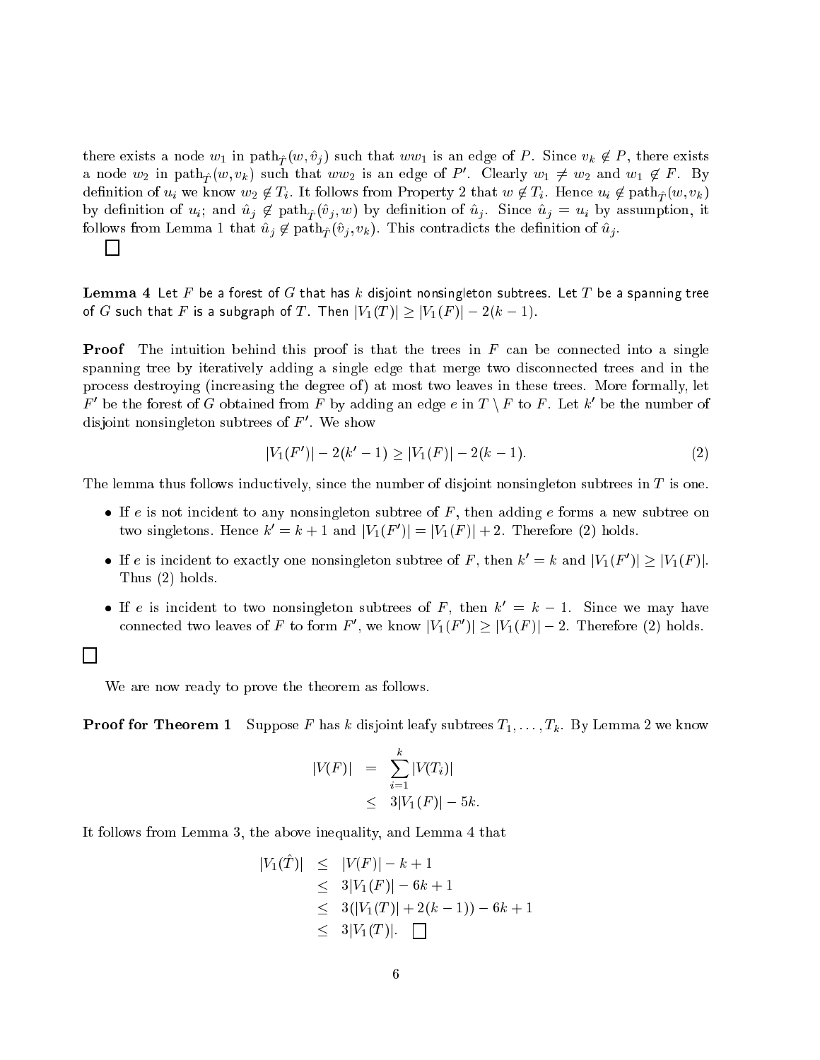there exists a node $w_1$ in $\mathrm{path}_{\hat{T}}(w, \hat{v}_j)$ such that $ww_1$ is an edge of $P$. Since $v_k \notin P$, there exists a node $w_2$ in $\mathrm{path}_{\hat{T}}(w, v_k)$ such that $ww_2$ is an edge of $P'$. Clearly $w_1 \neq w_2$ and $w_1 \notin F$. By definition of $u_i$ we know $w_2 \notin T_i$. It follows from Property 2 that $w \notin T_i$. Hence $u_i \notin \mathrm{path}_{\hat{T}}(w, v_k)$ by definition of $u_i$; and $\hat{u}_j \notin \mathrm{path}_{\hat{T}}(\hat{v}_j, w)$ by definition of $\hat{u}_j$. Since $\hat{u}_j = u_i$ by assumption, it follows from Lemma 1 that $\hat{u}_j \notin \mathrm{path}_{\hat{T}}(\hat{v}_j, v_k)$. This contradicts the definition of $\hat{u}_j$.

□

**Lemma 4** Let $F$ be a forest of $G$ that has $k$ disjoint nonsingleton subtrees. Let $T$ be a spanning tree of $G$ such that $F$ is a subgraph of $T$. Then $|V_1(T)| \geq |V_1(F)| - 2(k-1)$.

**Proof** The intuition behind this proof is that the trees in $F$ can be connected into a single spanning tree by iteratively adding a single edge that merge two disconnected trees and in the process destroying (increasing the degree of) at most two leaves in these trees. More formally, let $F'$ be the forest of $G$ obtained from $F$ by adding an edge $e$ in $T \setminus F$ to $F$. Let $k'$ be the number of disjoint nonsingleton subtrees of $F'$. We show

$$|V_1(F')| - 2(k'-1) \geq |V_1(F)| - 2(k-1). \tag{2}$$

The lemma thus follows inductively, since the number of disjoint nonsingleton subtrees in $T$ is one.

- If $e$ is not incident to any nonsingleton subtree of $F$, then adding $e$ forms a new subtree on two singletons. Hence $k' = k + 1$ and $|V_1(F')| = |V_1(F)| + 2$. Therefore (2) holds.
- If $e$ is incident to exactly one nonsingleton subtree of $F$, then $k' = k$ and $|V_1(F')| \geq |V_1(F)|$. Thus (2) holds.
- If $e$ is incident to two nonsingleton subtrees of $F$, then $k' = k - 1$. Since we may have connected two leaves of $F$ to form $F'$, we know $|V_1(F')| \geq |V_1(F)| - 2$. Therefore (2) holds.

□

We are now ready to prove the theorem as follows.

**Proof for Theorem 1** Suppose $F$ has $k$ disjoint leafy subtrees $T_1, \ldots, T_k$. By Lemma 2 we know

$$\begin{aligned} |V(F)| &= \sum_{i=1}^{k} |V(T_i)| \\ &\leq 3|V_1(F)| - 5k. \end{aligned}$$

It follows from Lemma 3, the above inequality, and Lemma 4 that

$$\begin{aligned} |V_1(\hat{T})| &\leq |V(F)| - k + 1 \\ &\leq 3|V_1(F)| - 6k + 1 \\ &\leq 3(|V_1(T)| + 2(k-1)) - 6k + 1 \\ &\leq 3|V_1(T)|. \quad \square \end{aligned}$$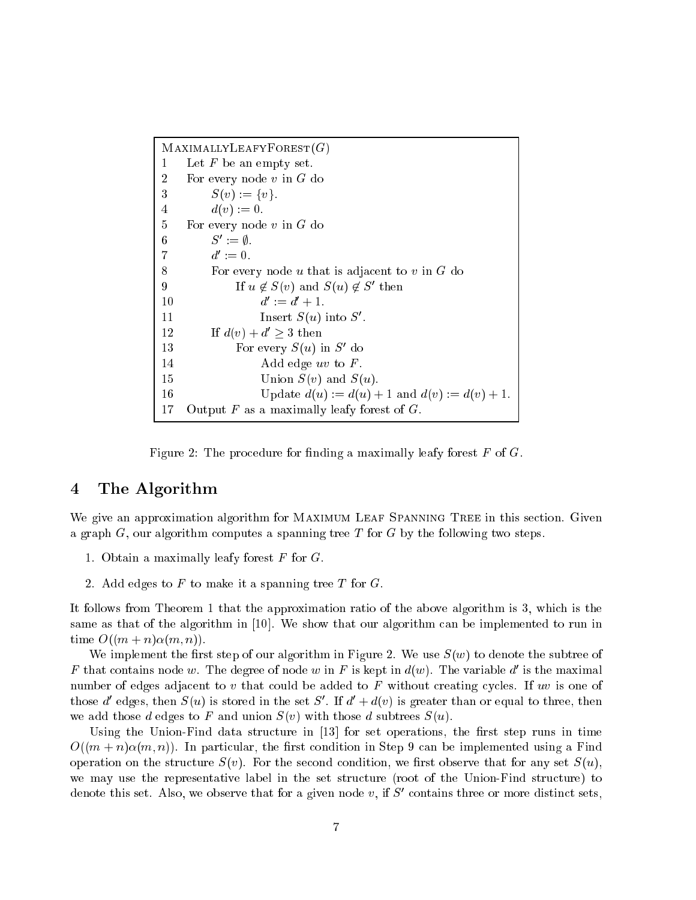```
MaximallyLeafyForest(G)
1    Let F be an empty set.
2    For every node v in G do
3        S(v) := {v}.
4        d(v) := 0.
5    For every node v in G do
6        S' := ∅.
7        d' := 0.
8        For every node u that is adjacent to v in G do
9            If u ∉ S(v) and S(u) ∉ S' then
10               d' := d' + 1.
11               Insert S(u) into S'.
12       If d(v) + d' ≥ 3 then
13           For every S(u) in S' do
14               Add edge uv to F.
15               Union S(v) and S(u).
16               Update d(u) := d(u) + 1 and d(v) := d(v) + 1.
17   Output F as a maximally leafy forest of G.
```

Figure 2: The procedure for finding a maximally leafy forest $F$ of $G$.

## 4 The Algorithm

We give an approximation algorithm for Maximum Leaf Spanning Tree in this section. Given a graph $G$, our algorithm computes a spanning tree $T$ for $G$ by the following two steps.

1. Obtain a maximally leafy forest $F$ for $G$.
2. Add edges to $F$ to make it a spanning tree $T$ for $G$.

It follows from Theorem 1 that the approximation ratio of the above algorithm is 3, which is the same as that of the algorithm in [10]. We show that our algorithm can be implemented to run in time $O((m+n)\alpha(m,n))$.

We implement the first step of our algorithm in Figure 2. We use $S(w)$ to denote the subtree of $F$ that contains node $w$. The degree of node $w$ in $F$ is kept in $d(w)$. The variable $d'$ is the maximal number of edges adjacent to $v$ that could be added to $F$ without creating cycles. If $uv$ is one of those $d'$ edges, then $S(u)$ is stored in the set $S'$. If $d' + d(v)$ is greater than or equal to three, then we add those $d$ edges to $F$ and union $S(v)$ with those $d$ subtrees $S(u)$.

Using the Union-Find data structure in [13] for set operations, the first step runs in time $O((m+n)\alpha(m,n))$. In particular, the first condition in Step 9 can be implemented using a Find operation on the structure $S(v)$. For the second condition, we first observe that for any set $S(u)$, we may use the representative label in the set structure (root of the Union-Find structure) to denote this set. Also, we observe that for a given node $v$, if $S'$ contains three or more distinct sets,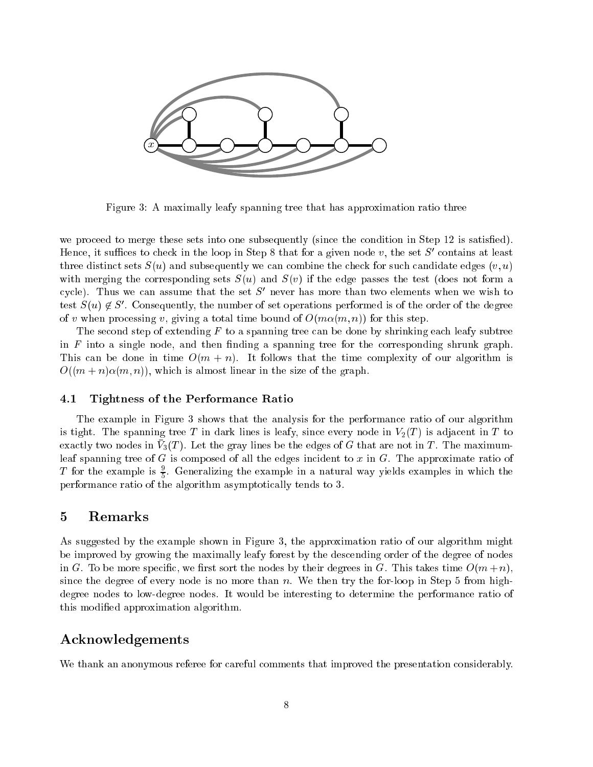Figure 3: A maximally leafy spanning tree that has approximation ratio three

we proceed to merge these sets into one subsequently (since the condition in Step 12 is satisfied). Hence, it suffices to check in the loop in Step 8 that for a given node $v$, the set $S'$ contains at least three distinct sets $S(u)$ and subsequently we can combine the check for such candidate edges $(v, u)$ with merging the corresponding sets $S(u)$ and $S(v)$ if the edge passes the test (does not form a cycle). Thus we can assume that the set $S'$ never has more than two elements when we wish to test $S(u) \notin S'$. Consequently, the number of set operations performed is of the order of the degree of $v$ when processing $v$, giving a total time bound of $O(m\alpha(m, n))$ for this step.

The second step of extending $F$ to a spanning tree can be done by shrinking each leafy subtree in $F$ into a single node, and then finding a spanning tree for the corresponding shrunk graph. This can be done in time $O(m + n)$. It follows that the time complexity of our algorithm is $O((m + n)\alpha(m, n))$, which is almost linear in the size of the graph.

### 4.1 Tightness of the Performance Ratio

The example in Figure 3 shows that the analysis for the performance ratio of our algorithm is tight. The spanning tree $T$ in dark lines is leafy, since every node in $V_2(T)$ is adjacent in $T$ to exactly two nodes in $\bar{V}_3(T)$. Let the gray lines be the edges of $G$ that are not in $T$. The maximum-leaf spanning tree of $G$ is composed of all the edges incident to $x$ in $G$. The approximate ratio of $T$ for the example is $\frac{9}{5}$. Generalizing the example in a natural way yields examples in which the performance ratio of the algorithm asymptotically tends to 3.

## 5 Remarks

As suggested by the example shown in Figure 3, the approximation ratio of our algorithm might be improved by growing the maximally leafy forest by the descending order of the degree of nodes in $G$. To be more specific, we first sort the nodes by their degrees in $G$. This takes time $O(m+n)$, since the degree of every node is no more than $n$. We then try the for-loop in Step 5 from high-degree nodes to low-degree nodes. It would be interesting to determine the performance ratio of this modified approximation algorithm.

## Acknowledgements

We thank an anonymous referee for careful comments that improved the presentation considerably.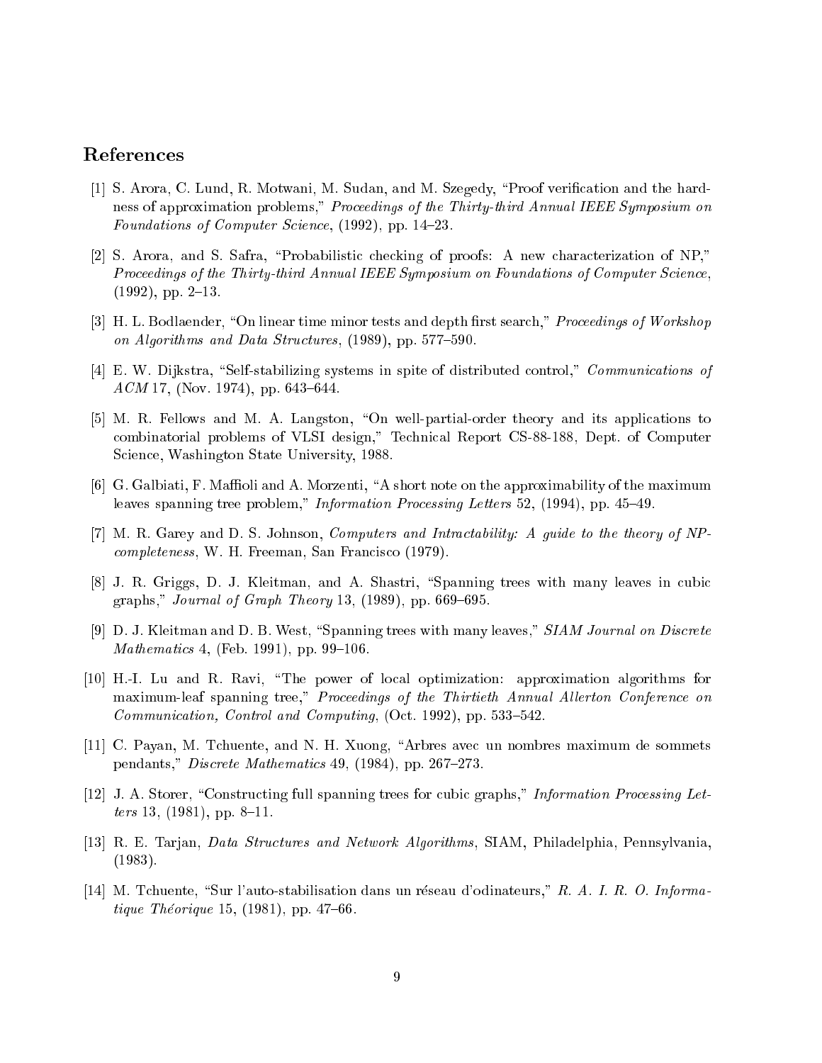## References

[1] S. Arora, C. Lund, R. Motwani, M. Sudan, and M. Szegedy, "Proof verification and the hardness of approximation problems," *Proceedings of the Thirty-third Annual IEEE Symposium on Foundations of Computer Science*, (1992), pp. 14–23.

[2] S. Arora, and S. Safra, "Probabilistic checking of proofs: A new characterization of NP," *Proceedings of the Thirty-third Annual IEEE Symposium on Foundations of Computer Science*, (1992), pp. 2–13.

[3] H. L. Bodlaender, "On linear time minor tests and depth first search," *Proceedings of Workshop on Algorithms and Data Structures*, (1989), pp. 577–590.

[4] E. W. Dijkstra, "Self-stabilizing systems in spite of distributed control," *Communications of ACM* 17, (Nov. 1974), pp. 643–644.

[5] M. R. Fellows and M. A. Langston, "On well-partial-order theory and its applications to combinatorial problems of VLSI design," Technical Report CS-88-188, Dept. of Computer Science, Washington State University, 1988.

[6] G. Galbiati, F. Maffioli and A. Morzenti, "A short note on the approximability of the maximum leaves spanning tree problem," *Information Processing Letters* 52, (1994), pp. 45–49.

[7] M. R. Garey and D. S. Johnson, *Computers and Intractability: A guide to the theory of NP-completeness*, W. H. Freeman, San Francisco (1979).

[8] J. R. Griggs, D. J. Kleitman, and A. Shastri, "Spanning trees with many leaves in cubic graphs," *Journal of Graph Theory* 13, (1989), pp. 669–695.

[9] D. J. Kleitman and D. B. West, "Spanning trees with many leaves," *SIAM Journal on Discrete Mathematics* 4, (Feb. 1991), pp. 99–106.

[10] H.-I. Lu and R. Ravi, "The power of local optimization: approximation algorithms for maximum-leaf spanning tree," *Proceedings of the Thirtieth Annual Allerton Conference on Communication, Control and Computing*, (Oct. 1992), pp. 533–542.

[11] C. Payan, M. Tchuente, and N. H. Xuong, "Arbres avec un nombres maximum de sommets pendants," *Discrete Mathematics* 49, (1984), pp. 267–273.

[12] J. A. Storer, "Constructing full spanning trees for cubic graphs," *Information Processing Letters* 13, (1981), pp. 8–11.

[13] R. E. Tarjan, *Data Structures and Network Algorithms*, SIAM, Philadelphia, Pennsylvania, (1983).

[14] M. Tchuente, "Sur l'auto-stabilisation dans un réseau d'odinateurs," *R. A. I. R. O. Informatique Théorique* 15, (1981), pp. 47–66.